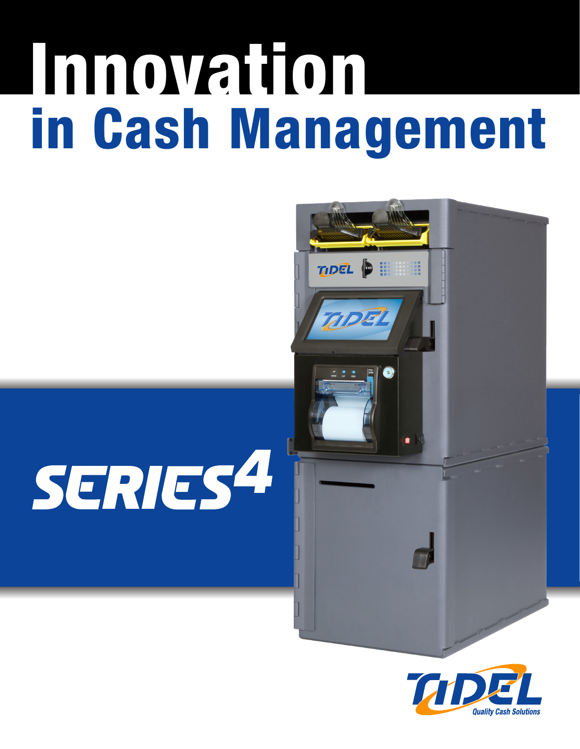# Innovation
# in Cash Management

## SERIES4

Quality Cash Solutions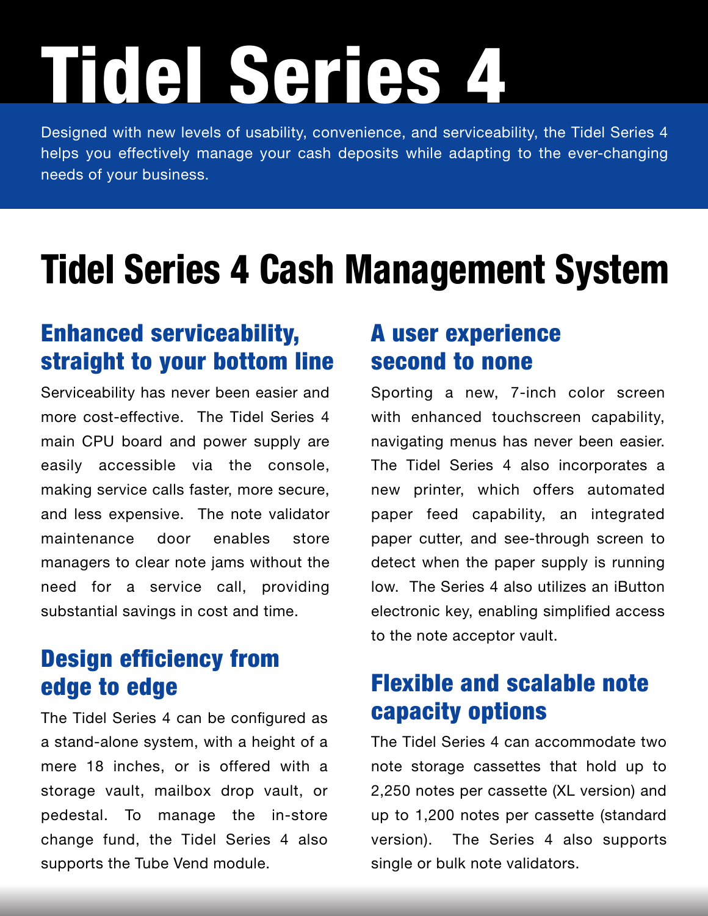# Tidel Series 4

Designed with new levels of usability, convenience, and serviceability, the Tidel Series 4 helps you effectively manage your cash deposits while adapting to the ever-changing needs of your business.

## Tidel Series 4 Cash Management System

### Enhanced serviceability, straight to your bottom line

Serviceability has never been easier and more cost-effective. The Tidel Series 4 main CPU board and power supply are easily accessible via the console, making service calls faster, more secure, and less expensive. The note validator maintenance door enables store managers to clear note jams without the need for a service call, providing substantial savings in cost and time.

### Design efficiency from edge to edge

The Tidel Series 4 can be configured as a stand-alone system, with a height of a mere 18 inches, or is offered with a storage vault, mailbox drop vault, or pedestal. To manage the in-store change fund, the Tidel Series 4 also supports the Tube Vend module.

### A user experience second to none

Sporting a new, 7-inch color screen with enhanced touchscreen capability, navigating menus has never been easier. The Tidel Series 4 also incorporates a new printer, which offers automated paper feed capability, an integrated paper cutter, and see-through screen to detect when the paper supply is running low. The Series 4 also utilizes an iButton electronic key, enabling simplified access to the note acceptor vault.

### Flexible and scalable note capacity options

The Tidel Series 4 can accommodate two note storage cassettes that hold up to 2,250 notes per cassette (XL version) and up to 1,200 notes per cassette (standard version). The Series 4 also supports single or bulk note validators.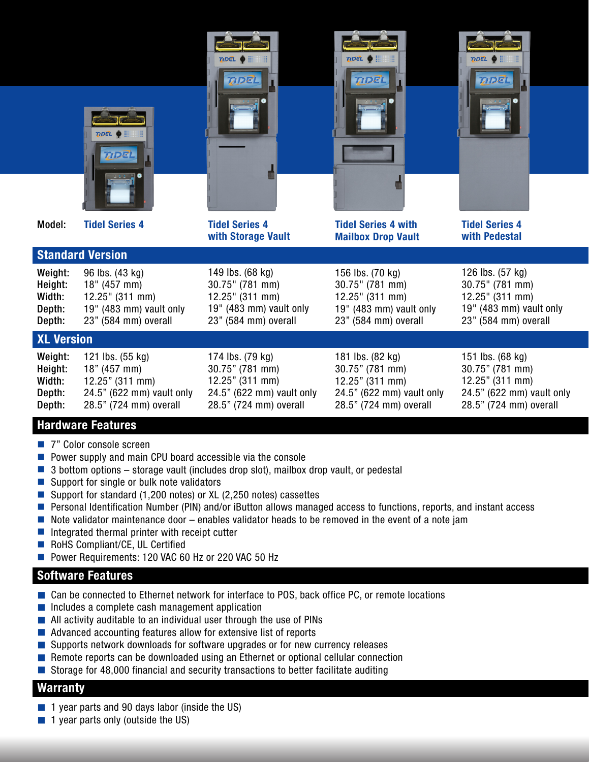| Model: | Tidel Series 4 | Tidel Series 4 with Storage Vault | Tidel Series 4 with Mailbox Drop Vault | Tidel Series 4 with Pedestal |
|---|---|---|---|---|
| **Standard Version** | | | | |
| Weight: | 96 lbs. (43 kg) | 149 lbs. (68 kg) | 156 lbs. (70 kg) | 126 lbs. (57 kg) |
| Height: | 18" (457 mm) | 30.75" (781 mm) | 30.75" (781 mm) | 30.75" (781 mm) |
| Width: | 12.25" (311 mm) | 12.25" (311 mm) | 12.25" (311 mm) | 12.25" (311 mm) |
| Depth: | 19" (483 mm) vault only | 19" (483 mm) vault only | 19" (483 mm) vault only | 19" (483 mm) vault only |
| Depth: | 23" (584 mm) overall | 23" (584 mm) overall | 23" (584 mm) overall | 23" (584 mm) overall |
| **XL Version** | | | | |
| Weight: | 121 lbs. (55 kg) | 174 lbs. (79 kg) | 181 lbs. (82 kg) | 151 lbs. (68 kg) |
| Height: | 18" (457 mm) | 30.75" (781 mm) | 30.75" (781 mm) | 30.75" (781 mm) |
| Width: | 12.25" (311 mm) | 12.25" (311 mm) | 12.25" (311 mm) | 12.25" (311 mm) |
| Depth: | 24.5" (622 mm) vault only | 24.5" (622 mm) vault only | 24.5" (622 mm) vault only | 24.5" (622 mm) vault only |
| Depth: | 28.5" (724 mm) overall | 28.5" (724 mm) overall | 28.5" (724 mm) overall | 28.5" (724 mm) overall |

## Hardware Features

- 7" Color console screen
- Power supply and main CPU board accessible via the console
- 3 bottom options – storage vault (includes drop slot), mailbox drop vault, or pedestal
- Support for single or bulk note validators
- Support for standard (1,200 notes) or XL (2,250 notes) cassettes
- Personal Identification Number (PIN) and/or iButton allows managed access to functions, reports, and instant access
- Note validator maintenance door – enables validator heads to be removed in the event of a note jam
- Integrated thermal printer with receipt cutter
- RoHS Compliant/CE, UL Certified
- Power Requirements: 120 VAC 60 Hz or 220 VAC 50 Hz

## Software Features

- Can be connected to Ethernet network for interface to POS, back office PC, or remote locations
- Includes a complete cash management application
- All activity auditable to an individual user through the use of PINs
- Advanced accounting features allow for extensive list of reports
- Supports network downloads for software upgrades or for new currency releases
- Remote reports can be downloaded using an Ethernet or optional cellular connection
- Storage for 48,000 financial and security transactions to better facilitate auditing

## Warranty

- 1 year parts and 90 days labor (inside the US)
- 1 year parts only (outside the US)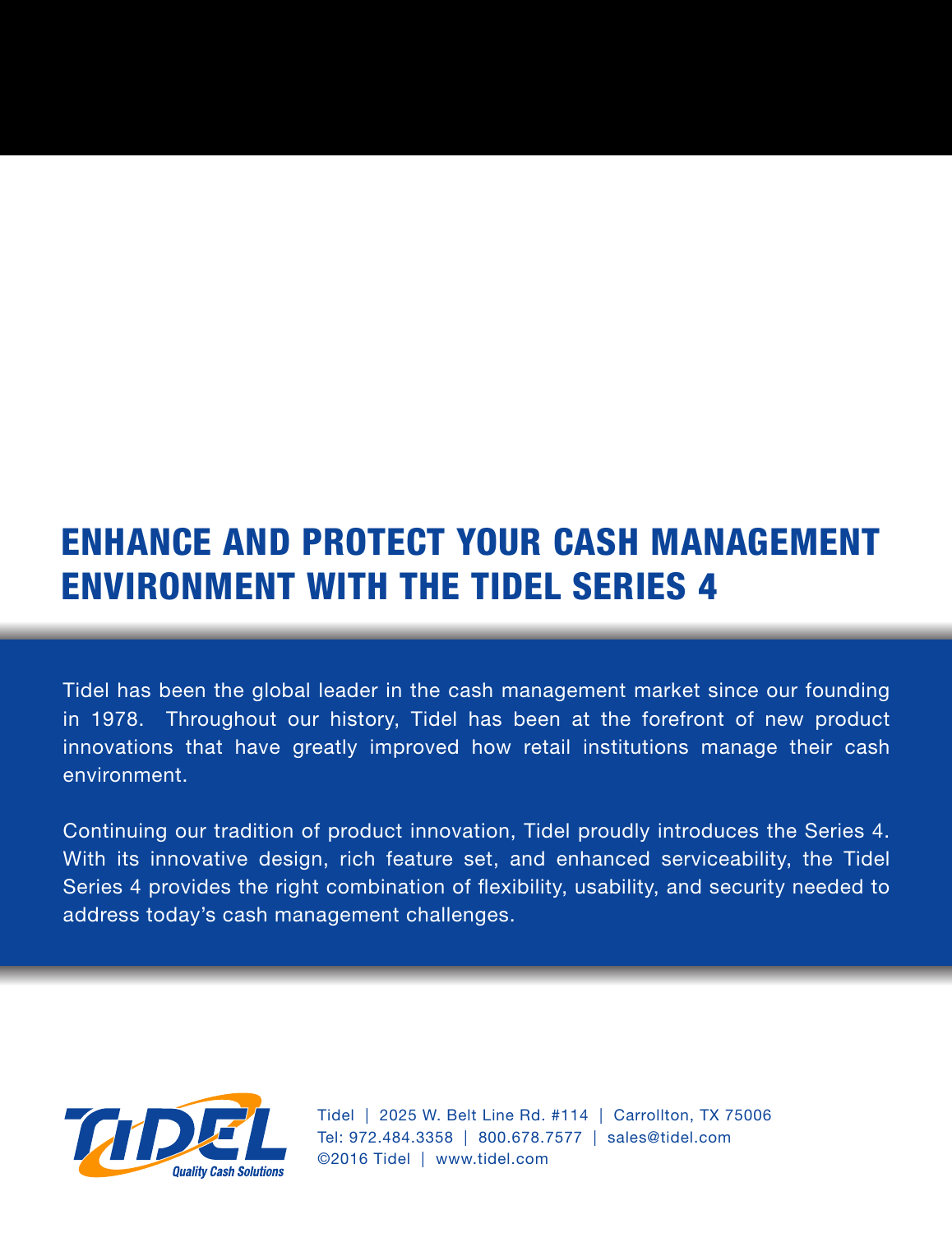# ENHANCE AND PROTECT YOUR CASH MANAGEMENT ENVIRONMENT WITH THE TIDEL SERIES 4

Tidel has been the global leader in the cash management market since our founding in 1978. Throughout our history, Tidel has been at the forefront of new product innovations that have greatly improved how retail institutions manage their cash environment.

Continuing our tradition of product innovation, Tidel proudly introduces the Series 4. With its innovative design, rich feature set, and enhanced serviceability, the Tidel Series 4 provides the right combination of flexibility, usability, and security needed to address today's cash management challenges.

TIDEL
Quality Cash Solutions

Tidel | 2025 W. Belt Line Rd. #114 | Carrollton, TX 75006
Tel: 972.484.3358 | 800.678.7577 | sales@tidel.com
©2016 Tidel | www.tidel.com